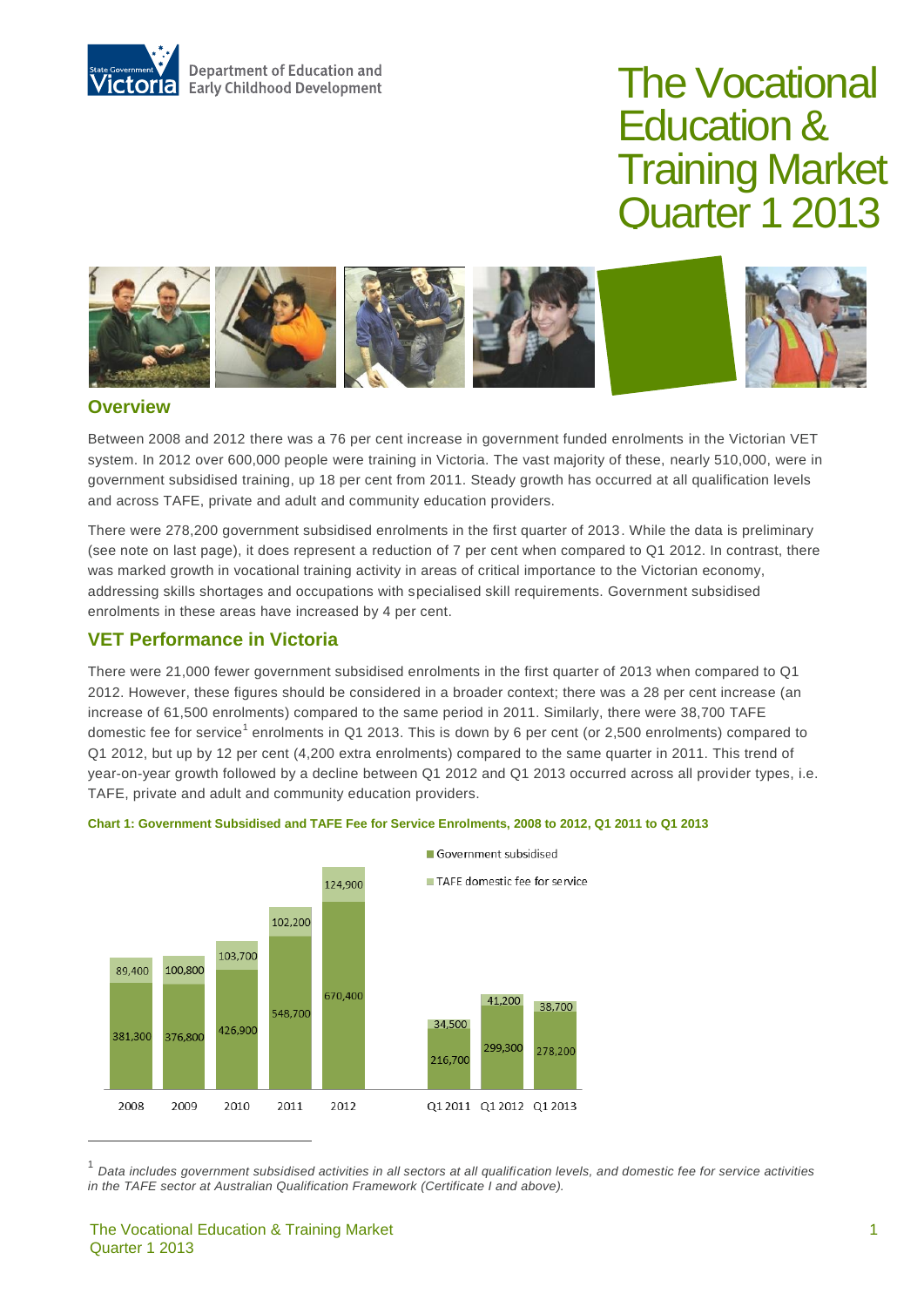# The Vocational Education & Training Market Quarter 1 2013

Department of Education and Early Childhood Development

## Overview

Between 2008 and 2012 there was a 76 per cent increase in government funded enrolments in the Victorian VET system. In 2012 over 600,000 people were training in Victoria. The vast majority of these, nearly 510,000, were in government subsidised training, up 18 per cent from 2011. Steady growth has occurred at all qualification levels and across TAFE, private and adult and community education providers.

There were 278,200 government subsidised enrolments in the first quarter of 2013. While the data is preliminary (see note on last page), it does represent a reduction of 7 per cent when compared to Q1 2012. In contrast, there was marked growth in vocational training activity in areas of critical importance to the Victorian economy, addressing skills shortages and occupations with specialised skill requirements. Government subsidised enrolments in these areas have increased by 4 per cent.

## VET Performance in Victoria

There were 21,000 fewer government subsidised enrolments in the first quarter of 2013 when compared to Q1 2012. However, these figures should be considered in a broader context; there was a 28 per cent increase (an increase of 61,500 enrolments) compared to the same period in 2011. Similarly, there were 38,700 TAFE domestic fee for service[1] enrolments in Q1 2013. This is down by 6 per cent (or 2,500 enrolments) compared to Q1 2012, but up by 12 per cent (4,200 extra enrolments) compared to the same quarter in 2011. This trend of year-on-year growth followed by a decline between Q1 2012 and Q1 2013 occurred across all provider types, i.e. TAFE, private and adult and community education providers.

**Chart 1: Government Subsidised and TAFE Fee for Service Enrolments, 2008 to 2012, Q1 2011 to Q1 2013**

| | Government subsidised | TAFE domestic fee for service |
|---|---|---|
| 2008 | 381,300 | 89,400 |
| 2009 | 376,800 | 100,800 |
| 2010 | 426,900 | 103,700 |
| 2011 | 548,700 | 102,200 |
| 2012 | 670,400 | 124,900 |
| Q1 2011 | 216,700 | 34,500 |
| Q1 2012 | 299,300 | 41,200 |
| Q1 2013 | 278,200 | 38,700 |

[1] *Data includes government subsidised activities in all sectors at all qualification levels, and domestic fee for service activities in the TAFE sector at Australian Qualification Framework (Certificate I and above).*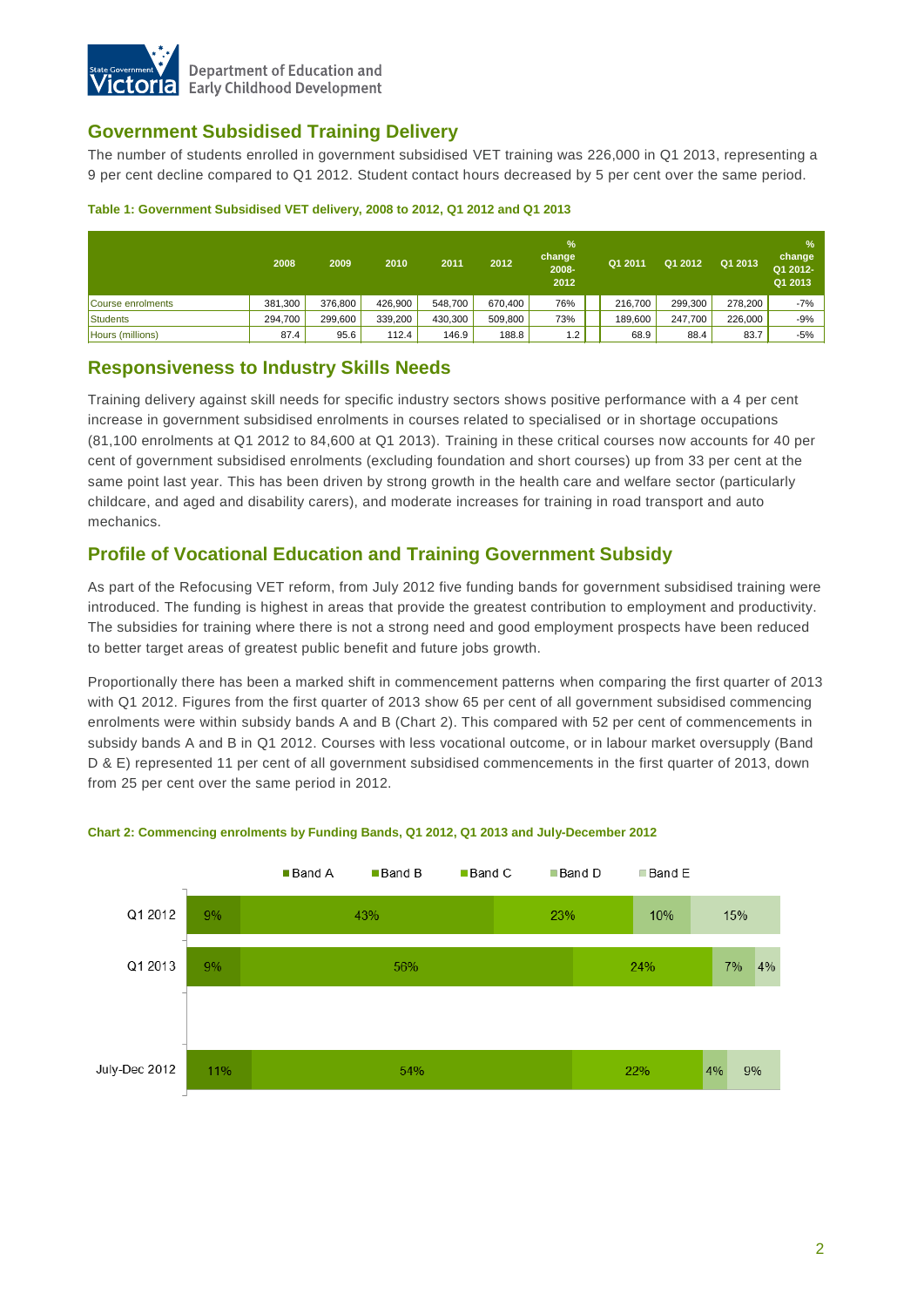## Government Subsidised Training Delivery

The number of students enrolled in government subsidised VET training was 226,000 in Q1 2013, representing a 9 per cent decline compared to Q1 2012. Student contact hours decreased by 5 per cent over the same period.

**Table 1: Government Subsidised VET delivery, 2008 to 2012, Q1 2012 and Q1 2013**

| | 2008 | 2009 | 2010 | 2011 | 2012 | % change 2008-2012 | | Q1 2011 | Q1 2012 | Q1 2013 | % change Q1 2012-Q1 2013 |
|---|---|---|---|---|---|---|---|---|---|---|---|
| Course enrolments | 381,300 | 376,800 | 426,900 | 548,700 | 670,400 | 76% | | 216,700 | 299,300 | 278,200 | -7% |
| Students | 294,700 | 299,600 | 339,200 | 430,300 | 509,800 | 73% | | 189,600 | 247,700 | 226,000 | -9% |
| Hours (millions) | 87.4 | 95.6 | 112.4 | 146.9 | 188.8 | 1.2 | | 68.9 | 88.4 | 83.7 | -5% |

## Responsiveness to Industry Skills Needs

Training delivery against skill needs for specific industry sectors shows positive performance with a 4 per cent increase in government subsidised enrolments in courses related to specialised or in shortage occupations (81,100 enrolments at Q1 2012 to 84,600 at Q1 2013). Training in these critical courses now accounts for 40 per cent of government subsidised enrolments (excluding foundation and short courses) up from 33 per cent at the same point last year. This has been driven by strong growth in the health care and welfare sector (particularly childcare, and aged and disability carers), and moderate increases for training in road transport and auto mechanics.

## Profile of Vocational Education and Training Government Subsidy

As part of the Refocusing VET reform, from July 2012 five funding bands for government subsidised training were introduced. The funding is highest in areas that provide the greatest contribution to employment and productivity. The subsidies for training where there is not a strong need and good employment prospects have been reduced to better target areas of greatest public benefit and future jobs growth.

Proportionally there has been a marked shift in commencement patterns when comparing the first quarter of 2013 with Q1 2012. Figures from the first quarter of 2013 show 65 per cent of all government subsidised commencing enrolments were within subsidy bands A and B (Chart 2). This compared with 52 per cent of commencements in subsidy bands A and B in Q1 2012. Courses with less vocational outcome, or in labour market oversupply (Band D & E) represented 11 per cent of all government subsidised commencements in the first quarter of 2013, down from 25 per cent over the same period in 2012.

**Chart 2: Commencing enrolments by Funding Bands, Q1 2012, Q1 2013 and July-December 2012**

| | Band A | Band B | Band C | Band D | Band E |
|---|---|---|---|---|---|
| Q1 2012 | 9% | 43% | 23% | 10% | 15% |
| Q1 2013 | 9% | 56% | 24% | 7% | 4% |
| July-Dec 2012 | 11% | 54% | 22% | 4% | 9% |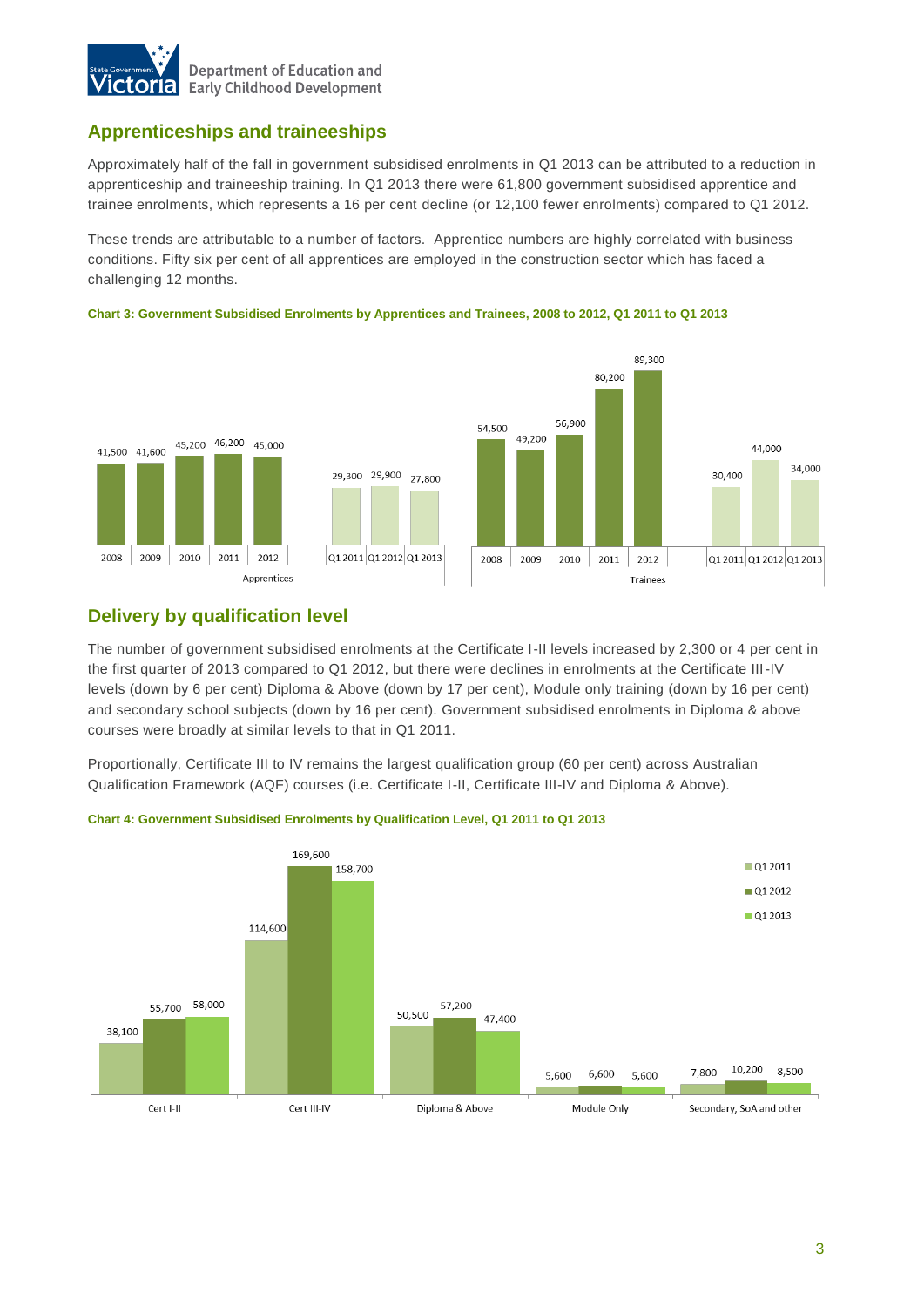## Apprenticeships and traineeships

Approximately half of the fall in government subsidised enrolments in Q1 2013 can be attributed to a reduction in apprenticeship and traineeship training. In Q1 2013 there were 61,800 government subsidised apprentice and trainee enrolments, which represents a 16 per cent decline (or 12,100 fewer enrolments) compared to Q1 2012.

These trends are attributable to a number of factors. Apprentice numbers are highly correlated with business conditions. Fifty six per cent of all apprentices are employed in the construction sector which has faced a challenging 12 months.

**Chart 3: Government Subsidised Enrolments by Apprentices and Trainees, 2008 to 2012, Q1 2011 to Q1 2013**

| | 2008 | 2009 | 2010 | 2011 | 2012 | Q1 2011 | Q1 2012 | Q1 2013 |
|---|---|---|---|---|---|---|---|---|
| Apprentices | 41,500 | 41,600 | 45,200 | 46,200 | 45,000 | 29,300 | 29,900 | 27,800 |
| Trainees | 54,500 | 49,200 | 56,900 | 80,200 | 89,300 | 30,400 | 44,000 | 34,000 |

## Delivery by qualification level

The number of government subsidised enrolments at the Certificate I-II levels increased by 2,300 or 4 per cent in the first quarter of 2013 compared to Q1 2012, but there were declines in enrolments at the Certificate III-IV levels (down by 6 per cent) Diploma & Above (down by 17 per cent), Module only training (down by 16 per cent) and secondary school subjects (down by 16 per cent). Government subsidised enrolments in Diploma & above courses were broadly at similar levels to that in Q1 2011.

Proportionally, Certificate III to IV remains the largest qualification group (60 per cent) across Australian Qualification Framework (AQF) courses (i.e. Certificate I-II, Certificate III-IV and Diploma & Above).

**Chart 4: Government Subsidised Enrolments by Qualification Level, Q1 2011 to Q1 2013**

| | Q1 2011 | Q1 2012 | Q1 2013 |
|---|---|---|---|
| Cert I-II | 38,100 | 55,700 | 58,000 |
| Cert III-IV | 114,600 | 169,600 | 158,700 |
| Diploma & Above | 50,500 | 57,200 | 47,400 |
| Module Only | 5,600 | 6,600 | 5,600 |
| Secondary, SoA and other | 7,800 | 10,200 | 8,500 |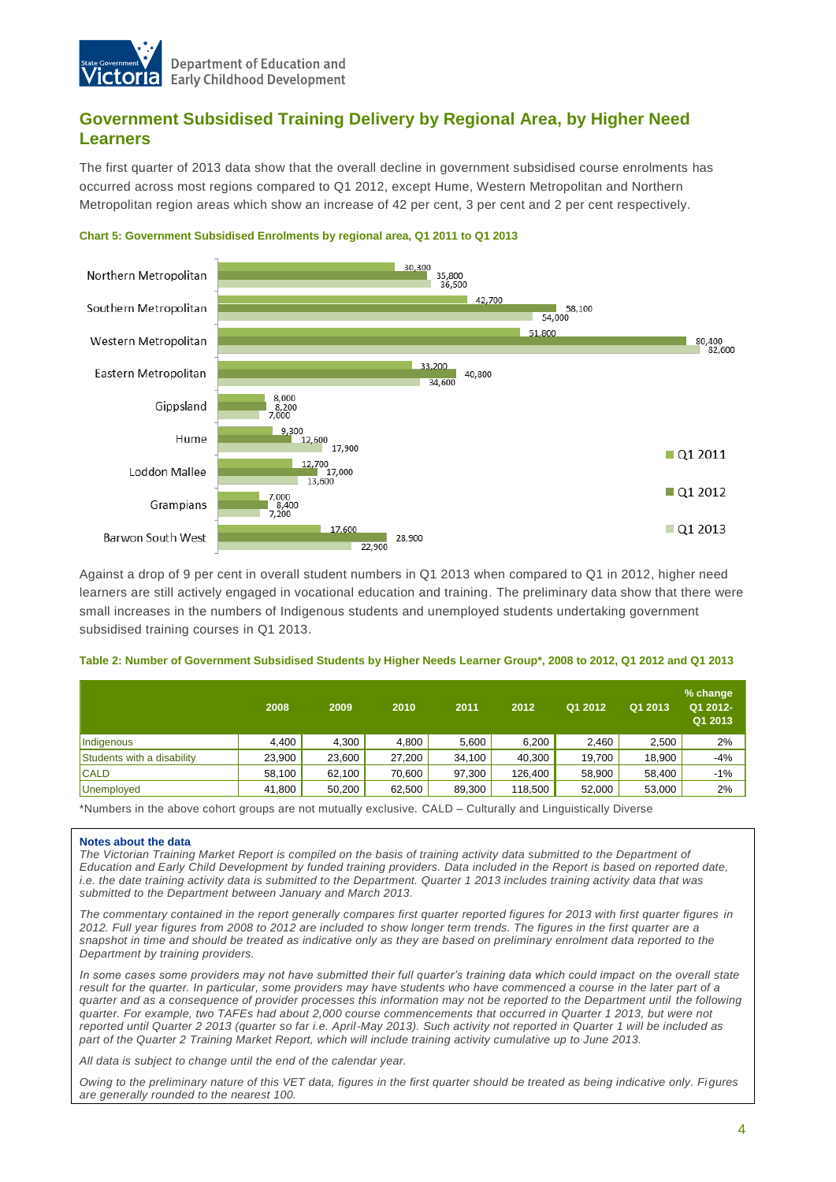## Government Subsidised Training Delivery by Regional Area, by Higher Need Learners

The first quarter of 2013 data show that the overall decline in government subsidised course enrolments has occurred across most regions compared to Q1 2012, except Hume, Western Metropolitan and Northern Metropolitan region areas which show an increase of 42 per cent, 3 per cent and 2 per cent respectively.

**Chart 5: Government Subsidised Enrolments by regional area, Q1 2011 to Q1 2013**

Northern Metropolitan 30,300 35,800 36,500
Southern Metropolitan 42,700 58,100 54,000
Western Metropolitan 51,800 80,400 82,600
Eastern Metropolitan 33,200 40,800 34,600
Gippsland 8,000 8,200 7,000
Hume 9,300 12,600 17,900
Loddon Mallee 12,700 17,000 13,600
Grampians 7,000 8,400 7,200
Barwon South West 17,600 28,900 22,900

Q1 2011
Q1 2012
Q1 2013

Against a drop of 9 per cent in overall student numbers in Q1 2013 when compared to Q1 in 2012, higher need learners are still actively engaged in vocational education and training. The preliminary data show that there were small increases in the numbers of Indigenous students and unemployed students undertaking government subsidised training courses in Q1 2013.

**Table 2: Number of Government Subsidised Students by Higher Needs Learner Group\*, 2008 to 2012, Q1 2012 and Q1 2013**

| | 2008 | 2009 | 2010 | 2011 | 2012 | Q1 2012 | Q1 2013 | % change Q1 2012-Q1 2013 |
|---|---|---|---|---|---|---|---|---|
| Indigenous | 4,400 | 4,300 | 4,800 | 5,600 | 6,200 | 2,460 | 2,500 | 2% |
| Students with a disability | 23,900 | 23,600 | 27,200 | 34,100 | 40,300 | 19,700 | 18,900 | -4% |
| CALD | 58,100 | 62,100 | 70,600 | 97,300 | 126,400 | 58,900 | 58,400 | -1% |
| Unemployed | 41,800 | 50,200 | 62,500 | 89,300 | 118,500 | 52,000 | 53,000 | 2% |

\*Numbers in the above cohort groups are not mutually exclusive. CALD – Culturally and Linguistically Diverse

**Notes about the data**

*The Victorian Training Market Report is compiled on the basis of training activity data submitted to the Department of Education and Early Child Development by funded training providers. Data included in the Report is based on reported date, i.e. the date training activity data is submitted to the Department. Quarter 1 2013 includes training activity data that was submitted to the Department between January and March 2013.*

*The commentary contained in the report generally compares first quarter reported figures for 2013 with first quarter figures in 2012. Full year figures from 2008 to 2012 are included to show longer term trends. The figures in the first quarter are a snapshot in time and should be treated as indicative only as they are based on preliminary enrolment data reported to the Department by training providers.*

*In some cases some providers may not have submitted their full quarter's training data which could impact on the overall state result for the quarter. In particular, some providers may have students who have commenced a course in the later part of a quarter and as a consequence of provider processes this information may not be reported to the Department until the following quarter. For example, two TAFEs had about 2,000 course commencements that occurred in Quarter 1 2013, but were not reported until Quarter 2 2013 (quarter so far i.e. April-May 2013). Such activity not reported in Quarter 1 will be included as part of the Quarter 2 Training Market Report, which will include training activity cumulative up to June 2013.*

*All data is subject to change until the end of the calendar year.*

*Owing to the preliminary nature of this VET data, figures in the first quarter should be treated as being indicative only. Figures are generally rounded to the nearest 100.*